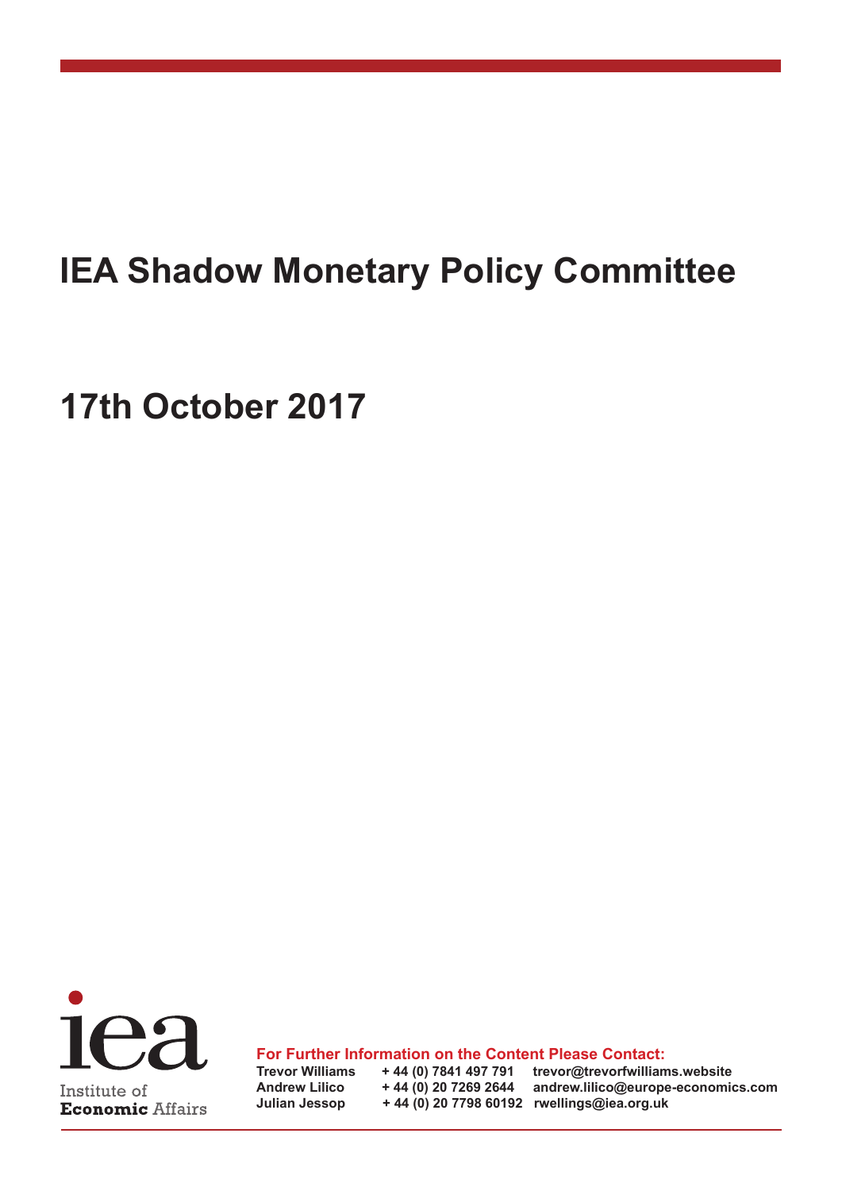# IEA Shadow Monetary Policy Committee

# 17th October 2017

Institute of **Economic** Affairs

**For Further Information on the Content Please Contact:**

| | | |
|---|---|---|
| **Trevor Williams** | **+ 44 (0) 7841 497 791** | **trevor@trevorfwilliams.website** |
| **Andrew Lilico** | **+ 44 (0) 20 7269 2644** | **andrew.lilico@europe-economics.com** |
| **Julian Jessop** | **+ 44 (0) 20 7798 60192** | **rwellings@iea.org.uk** |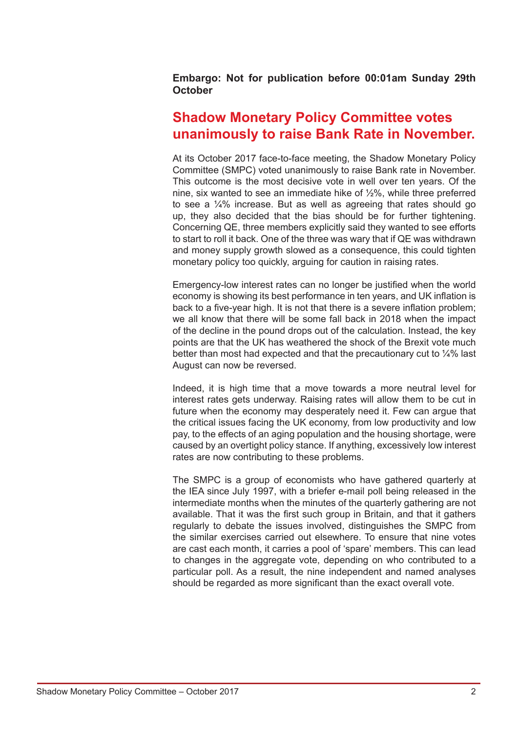**Embargo: Not for publication before 00:01am Sunday 29th October**

## Shadow Monetary Policy Committee votes unanimously to raise Bank Rate in November.

At its October 2017 face-to-face meeting, the Shadow Monetary Policy Committee (SMPC) voted unanimously to raise Bank rate in November. This outcome is the most decisive vote in well over ten years. Of the nine, six wanted to see an immediate hike of ½%, while three preferred to see a ¼% increase. But as well as agreeing that rates should go up, they also decided that the bias should be for further tightening. Concerning QE, three members explicitly said they wanted to see efforts to start to roll it back. One of the three was wary that if QE was withdrawn and money supply growth slowed as a consequence, this could tighten monetary policy too quickly, arguing for caution in raising rates.

Emergency-low interest rates can no longer be justified when the world economy is showing its best performance in ten years, and UK inflation is back to a five-year high. It is not that there is a severe inflation problem; we all know that there will be some fall back in 2018 when the impact of the decline in the pound drops out of the calculation. Instead, the key points are that the UK has weathered the shock of the Brexit vote much better than most had expected and that the precautionary cut to ¼% last August can now be reversed.

Indeed, it is high time that a move towards a more neutral level for interest rates gets underway. Raising rates will allow them to be cut in future when the economy may desperately need it. Few can argue that the critical issues facing the UK economy, from low productivity and low pay, to the effects of an aging population and the housing shortage, were caused by an overtight policy stance. If anything, excessively low interest rates are now contributing to these problems.

The SMPC is a group of economists who have gathered quarterly at the IEA since July 1997, with a briefer e-mail poll being released in the intermediate months when the minutes of the quarterly gathering are not available. That it was the first such group in Britain, and that it gathers regularly to debate the issues involved, distinguishes the SMPC from the similar exercises carried out elsewhere. To ensure that nine votes are cast each month, it carries a pool of 'spare' members. This can lead to changes in the aggregate vote, depending on who contributed to a particular poll. As a result, the nine independent and named analyses should be regarded as more significant than the exact overall vote.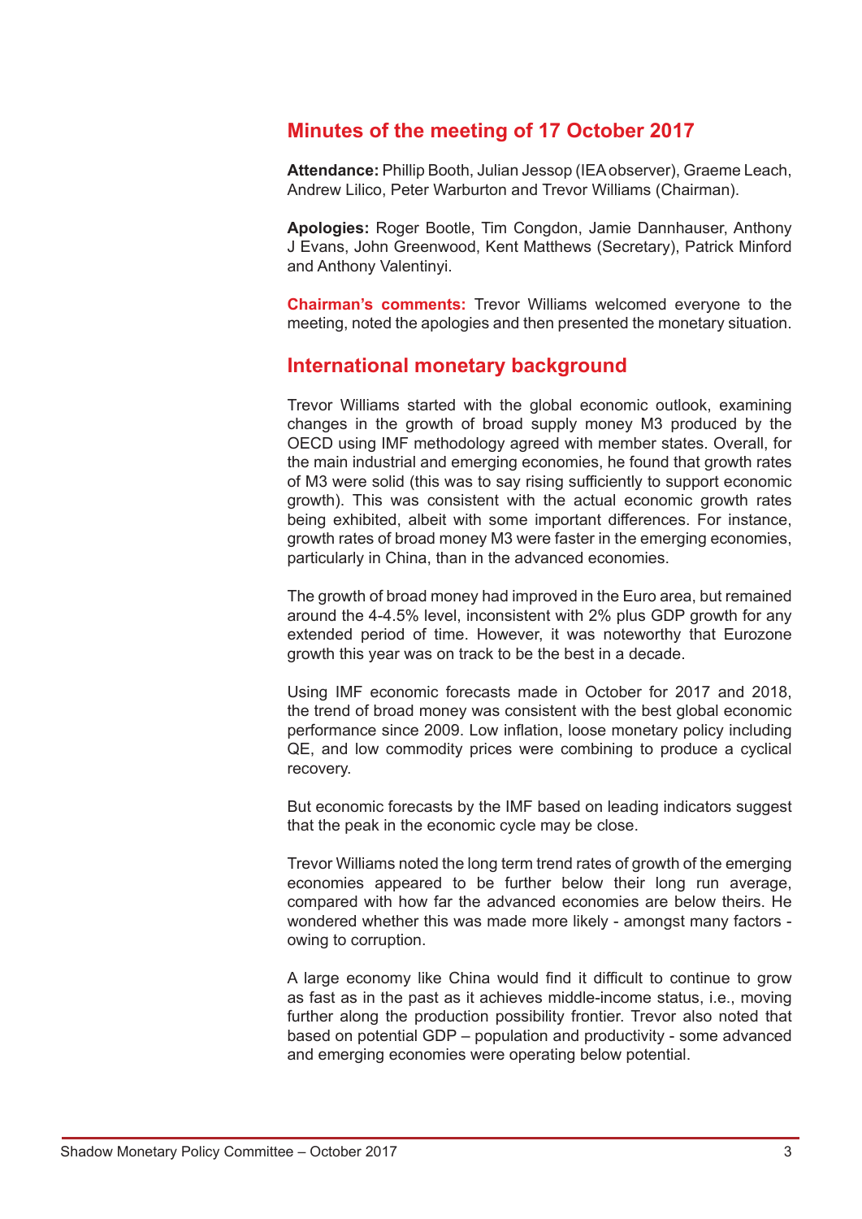## Minutes of the meeting of 17 October 2017

**Attendance:** Phillip Booth, Julian Jessop (IEA observer), Graeme Leach, Andrew Lilico, Peter Warburton and Trevor Williams (Chairman).

**Apologies:** Roger Bootle, Tim Congdon, Jamie Dannhauser, Anthony J Evans, John Greenwood, Kent Matthews (Secretary), Patrick Minford and Anthony Valentinyi.

**Chairman's comments:** Trevor Williams welcomed everyone to the meeting, noted the apologies and then presented the monetary situation.

## International monetary background

Trevor Williams started with the global economic outlook, examining changes in the growth of broad supply money M3 produced by the OECD using IMF methodology agreed with member states. Overall, for the main industrial and emerging economies, he found that growth rates of M3 were solid (this was to say rising sufficiently to support economic growth). This was consistent with the actual economic growth rates being exhibited, albeit with some important differences. For instance, growth rates of broad money M3 were faster in the emerging economies, particularly in China, than in the advanced economies.

The growth of broad money had improved in the Euro area, but remained around the 4-4.5% level, inconsistent with 2% plus GDP growth for any extended period of time. However, it was noteworthy that Eurozone growth this year was on track to be the best in a decade.

Using IMF economic forecasts made in October for 2017 and 2018, the trend of broad money was consistent with the best global economic performance since 2009. Low inflation, loose monetary policy including QE, and low commodity prices were combining to produce a cyclical recovery.

But economic forecasts by the IMF based on leading indicators suggest that the peak in the economic cycle may be close.

Trevor Williams noted the long term trend rates of growth of the emerging economies appeared to be further below their long run average, compared with how far the advanced economies are below theirs. He wondered whether this was made more likely - amongst many factors - owing to corruption.

A large economy like China would find it difficult to continue to grow as fast as in the past as it achieves middle-income status, i.e., moving further along the production possibility frontier. Trevor also noted that based on potential GDP – population and productivity - some advanced and emerging economies were operating below potential.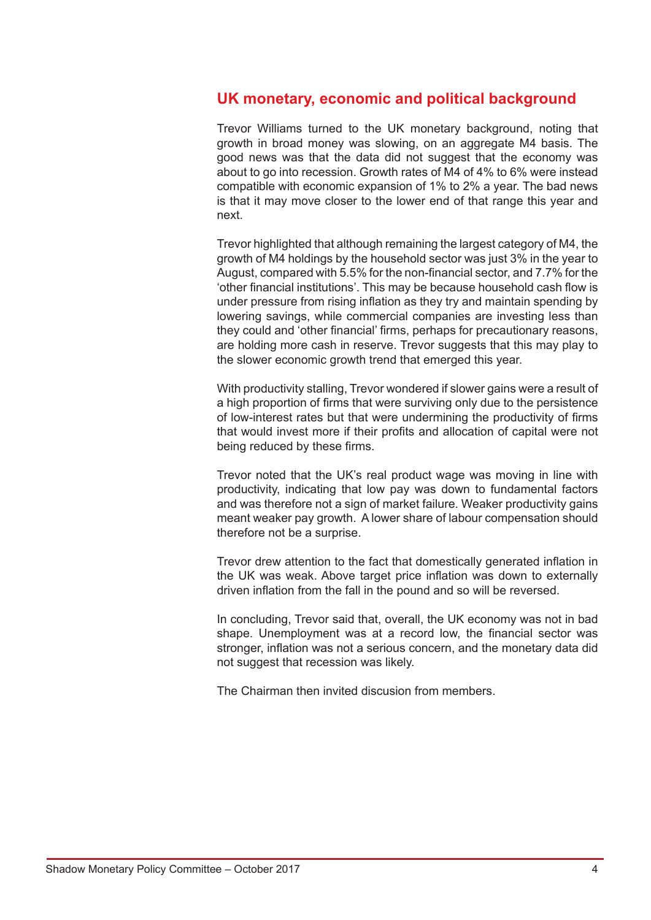## UK monetary, economic and political background

Trevor Williams turned to the UK monetary background, noting that growth in broad money was slowing, on an aggregate M4 basis. The good news was that the data did not suggest that the economy was about to go into recession. Growth rates of M4 of 4% to 6% were instead compatible with economic expansion of 1% to 2% a year. The bad news is that it may move closer to the lower end of that range this year and next.

Trevor highlighted that although remaining the largest category of M4, the growth of M4 holdings by the household sector was just 3% in the year to August, compared with 5.5% for the non-financial sector, and 7.7% for the 'other financial institutions'. This may be because household cash flow is under pressure from rising inflation as they try and maintain spending by lowering savings, while commercial companies are investing less than they could and 'other financial' firms, perhaps for precautionary reasons, are holding more cash in reserve. Trevor suggests that this may play to the slower economic growth trend that emerged this year.

With productivity stalling, Trevor wondered if slower gains were a result of a high proportion of firms that were surviving only due to the persistence of low-interest rates but that were undermining the productivity of firms that would invest more if their profits and allocation of capital were not being reduced by these firms.

Trevor noted that the UK's real product wage was moving in line with productivity, indicating that low pay was down to fundamental factors and was therefore not a sign of market failure. Weaker productivity gains meant weaker pay growth. A lower share of labour compensation should therefore not be a surprise.

Trevor drew attention to the fact that domestically generated inflation in the UK was weak. Above target price inflation was down to externally driven inflation from the fall in the pound and so will be reversed.

In concluding, Trevor said that, overall, the UK economy was not in bad shape. Unemployment was at a record low, the financial sector was stronger, inflation was not a serious concern, and the monetary data did not suggest that recession was likely.

The Chairman then invited discusion from members.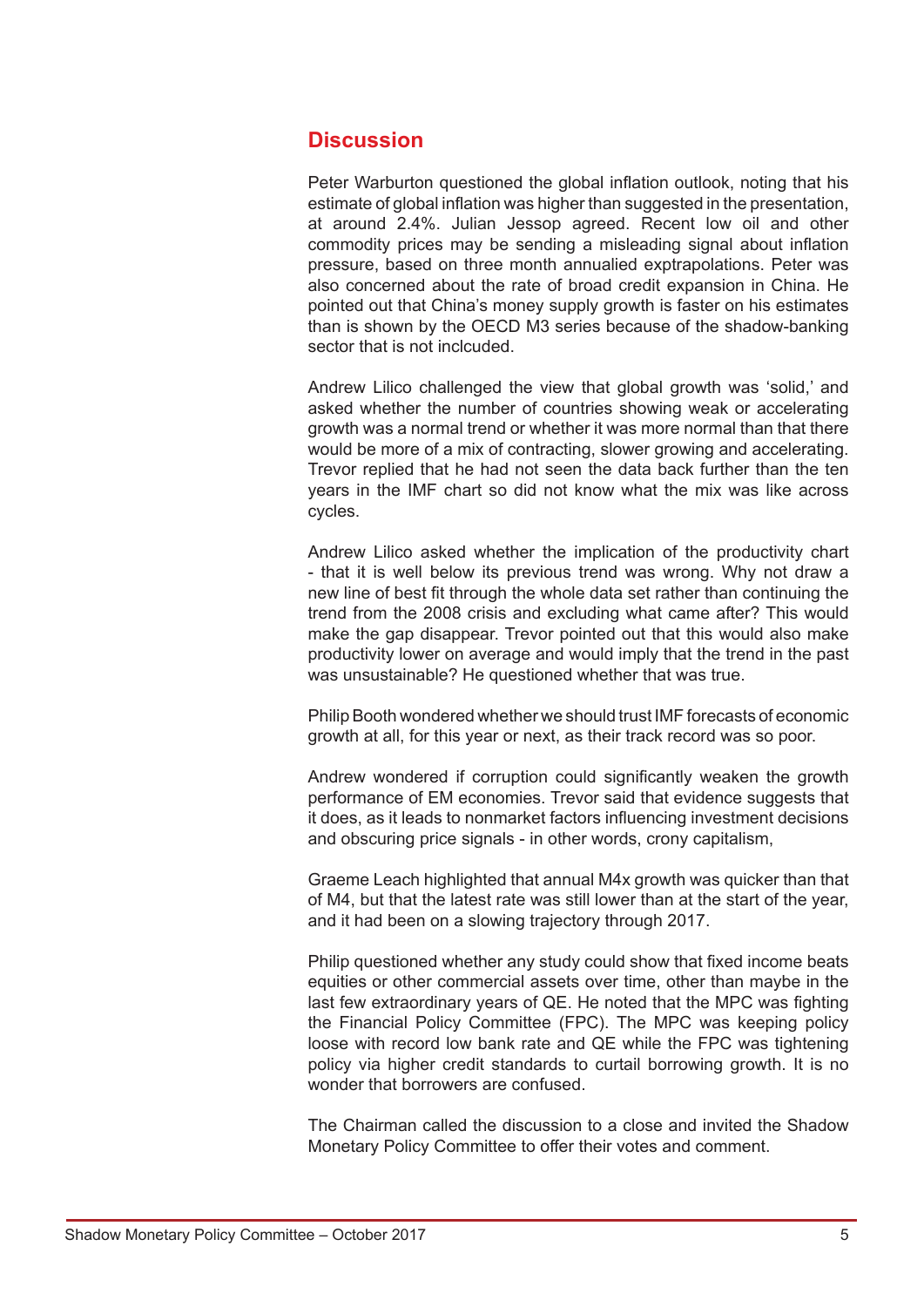## Discussion

Peter Warburton questioned the global inflation outlook, noting that his estimate of global inflation was higher than suggested in the presentation, at around 2.4%. Julian Jessop agreed. Recent low oil and other commodity prices may be sending a misleading signal about inflation pressure, based on three month annualied exptrapolations. Peter was also concerned about the rate of broad credit expansion in China. He pointed out that China's money supply growth is faster on his estimates than is shown by the OECD M3 series because of the shadow-banking sector that is not inclcuded.

Andrew Lilico challenged the view that global growth was 'solid,' and asked whether the number of countries showing weak or accelerating growth was a normal trend or whether it was more normal than that there would be more of a mix of contracting, slower growing and accelerating. Trevor replied that he had not seen the data back further than the ten years in the IMF chart so did not know what the mix was like across cycles.

Andrew Lilico asked whether the implication of the productivity chart - that it is well below its previous trend was wrong. Why not draw a new line of best fit through the whole data set rather than continuing the trend from the 2008 crisis and excluding what came after? This would make the gap disappear. Trevor pointed out that this would also make productivity lower on average and would imply that the trend in the past was unsustainable? He questioned whether that was true.

Philip Booth wondered whether we should trust IMF forecasts of economic growth at all, for this year or next, as their track record was so poor.

Andrew wondered if corruption could significantly weaken the growth performance of EM economies. Trevor said that evidence suggests that it does, as it leads to nonmarket factors influencing investment decisions and obscuring price signals - in other words, crony capitalism,

Graeme Leach highlighted that annual M4x growth was quicker than that of M4, but that the latest rate was still lower than at the start of the year, and it had been on a slowing trajectory through 2017.

Philip questioned whether any study could show that fixed income beats equities or other commercial assets over time, other than maybe in the last few extraordinary years of QE. He noted that the MPC was fighting the Financial Policy Committee (FPC). The MPC was keeping policy loose with record low bank rate and QE while the FPC was tightening policy via higher credit standards to curtail borrowing growth. It is no wonder that borrowers are confused.

The Chairman called the discussion to a close and invited the Shadow Monetary Policy Committee to offer their votes and comment.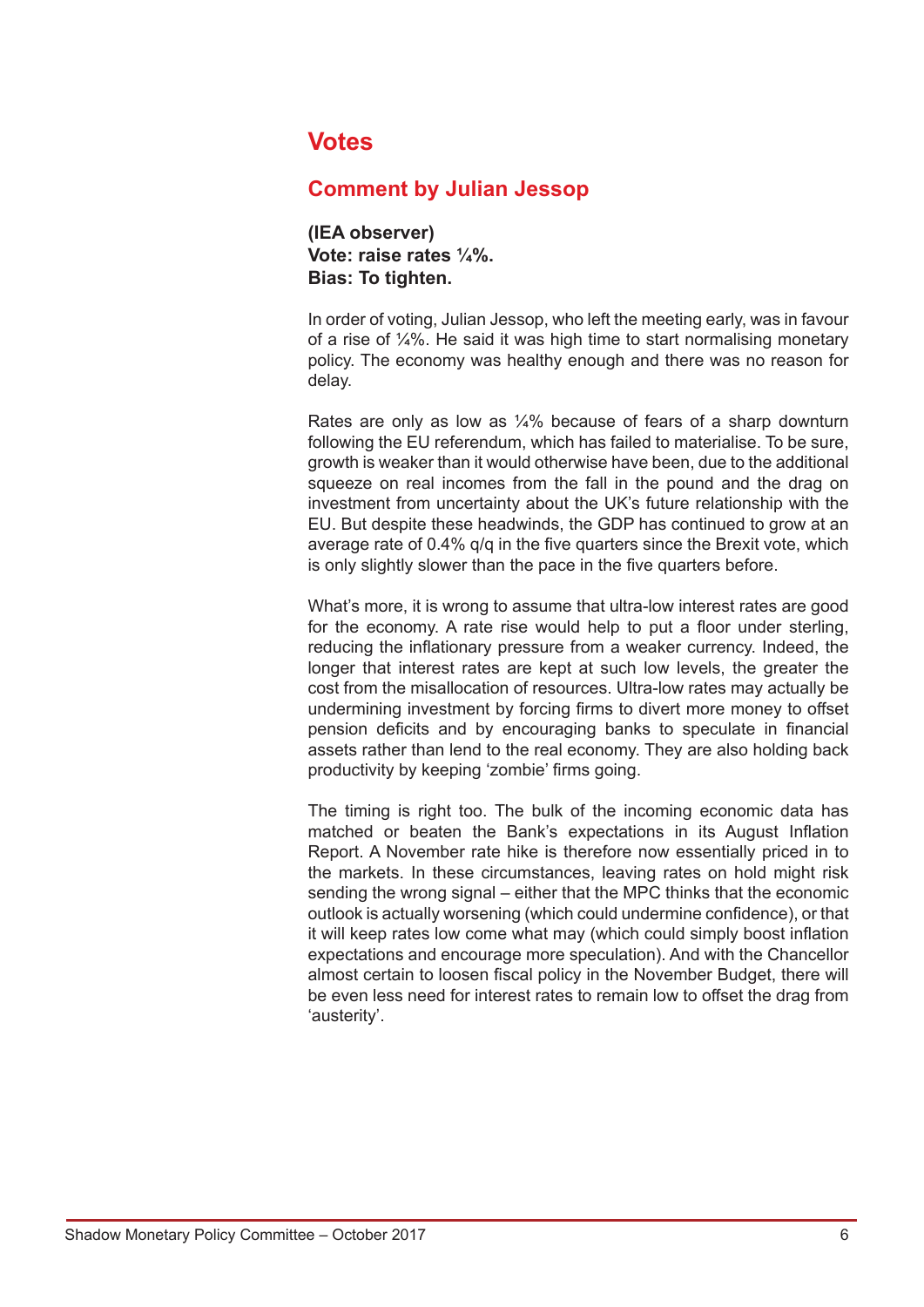## Votes

### Comment by Julian Jessop

**(IEA observer)**
**Vote: raise rates ¼%.**
**Bias: To tighten.**

In order of voting, Julian Jessop, who left the meeting early, was in favour of a rise of ¼%. He said it was high time to start normalising monetary policy. The economy was healthy enough and there was no reason for delay.

Rates are only as low as ¼% because of fears of a sharp downturn following the EU referendum, which has failed to materialise. To be sure, growth is weaker than it would otherwise have been, due to the additional squeeze on real incomes from the fall in the pound and the drag on investment from uncertainty about the UK's future relationship with the EU. But despite these headwinds, the GDP has continued to grow at an average rate of 0.4% q/q in the five quarters since the Brexit vote, which is only slightly slower than the pace in the five quarters before.

What's more, it is wrong to assume that ultra-low interest rates are good for the economy. A rate rise would help to put a floor under sterling, reducing the inflationary pressure from a weaker currency. Indeed, the longer that interest rates are kept at such low levels, the greater the cost from the misallocation of resources. Ultra-low rates may actually be undermining investment by forcing firms to divert more money to offset pension deficits and by encouraging banks to speculate in financial assets rather than lend to the real economy. They are also holding back productivity by keeping 'zombie' firms going.

The timing is right too. The bulk of the incoming economic data has matched or beaten the Bank's expectations in its August Inflation Report. A November rate hike is therefore now essentially priced in to the markets. In these circumstances, leaving rates on hold might risk sending the wrong signal – either that the MPC thinks that the economic outlook is actually worsening (which could undermine confidence), or that it will keep rates low come what may (which could simply boost inflation expectations and encourage more speculation). And with the Chancellor almost certain to loosen fiscal policy in the November Budget, there will be even less need for interest rates to remain low to offset the drag from 'austerity'.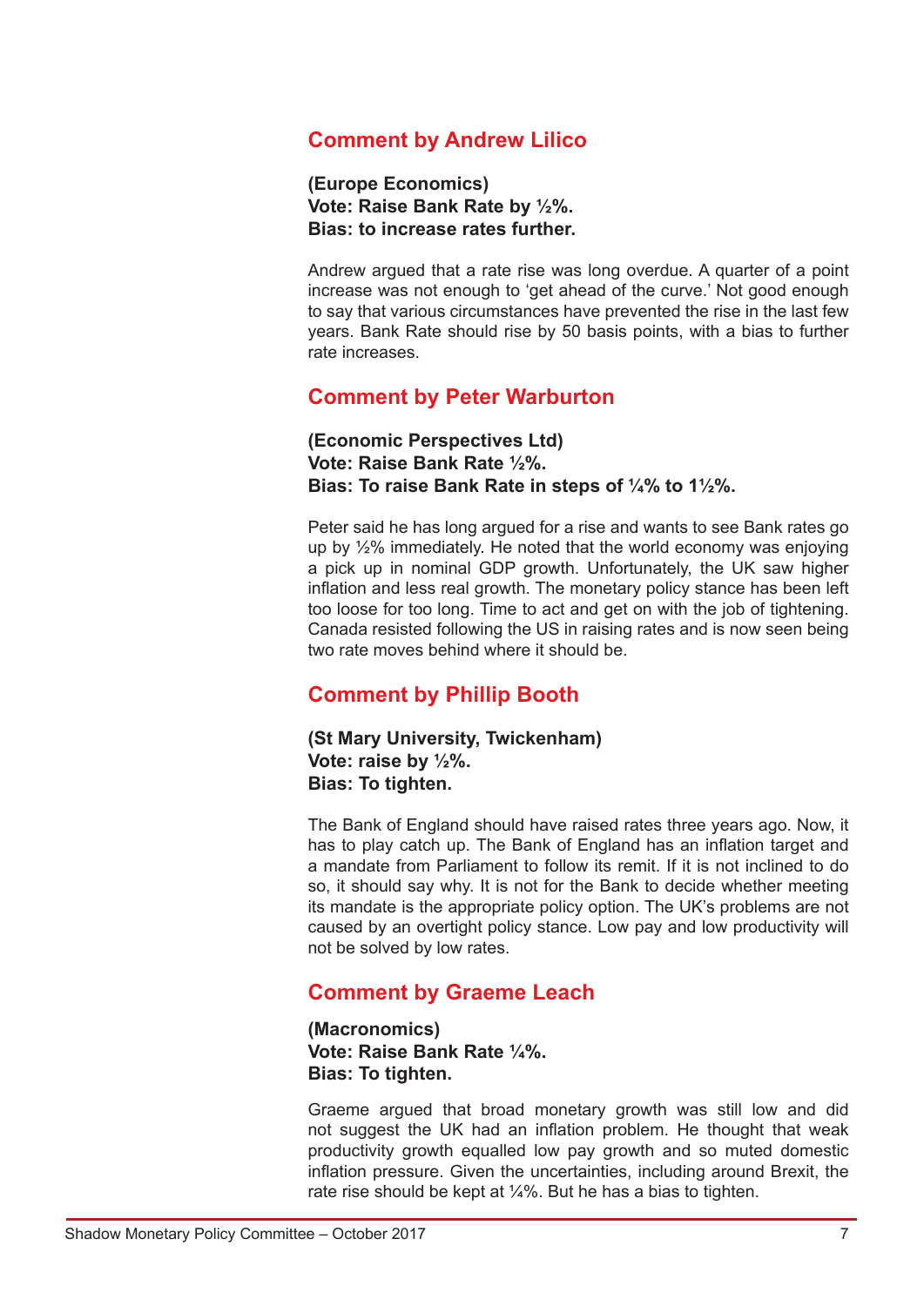## Comment by Andrew Lilico

**(Europe Economics)**
**Vote: Raise Bank Rate by ½%.**
**Bias: to increase rates further.**

Andrew argued that a rate rise was long overdue. A quarter of a point increase was not enough to 'get ahead of the curve.' Not good enough to say that various circumstances have prevented the rise in the last few years. Bank Rate should rise by 50 basis points, with a bias to further rate increases.

## Comment by Peter Warburton

**(Economic Perspectives Ltd)**
**Vote: Raise Bank Rate ½%.**
**Bias: To raise Bank Rate in steps of ¼% to 1½%.**

Peter said he has long argued for a rise and wants to see Bank rates go up by ½% immediately. He noted that the world economy was enjoying a pick up in nominal GDP growth. Unfortunately, the UK saw higher inflation and less real growth. The monetary policy stance has been left too loose for too long. Time to act and get on with the job of tightening. Canada resisted following the US in raising rates and is now seen being two rate moves behind where it should be.

## Comment by Phillip Booth

**(St Mary University, Twickenham)**
**Vote: raise by ½%.**
**Bias: To tighten.**

The Bank of England should have raised rates three years ago. Now, it has to play catch up. The Bank of England has an inflation target and a mandate from Parliament to follow its remit. If it is not inclined to do so, it should say why. It is not for the Bank to decide whether meeting its mandate is the appropriate policy option. The UK's problems are not caused by an overtight policy stance. Low pay and low productivity will not be solved by low rates.

## Comment by Graeme Leach

**(Macronomics)**
**Vote: Raise Bank Rate ¼%.**
**Bias: To tighten.**

Graeme argued that broad monetary growth was still low and did not suggest the UK had an inflation problem. He thought that weak productivity growth equalled low pay growth and so muted domestic inflation pressure. Given the uncertainties, including around Brexit, the rate rise should be kept at ¼%. But he has a bias to tighten.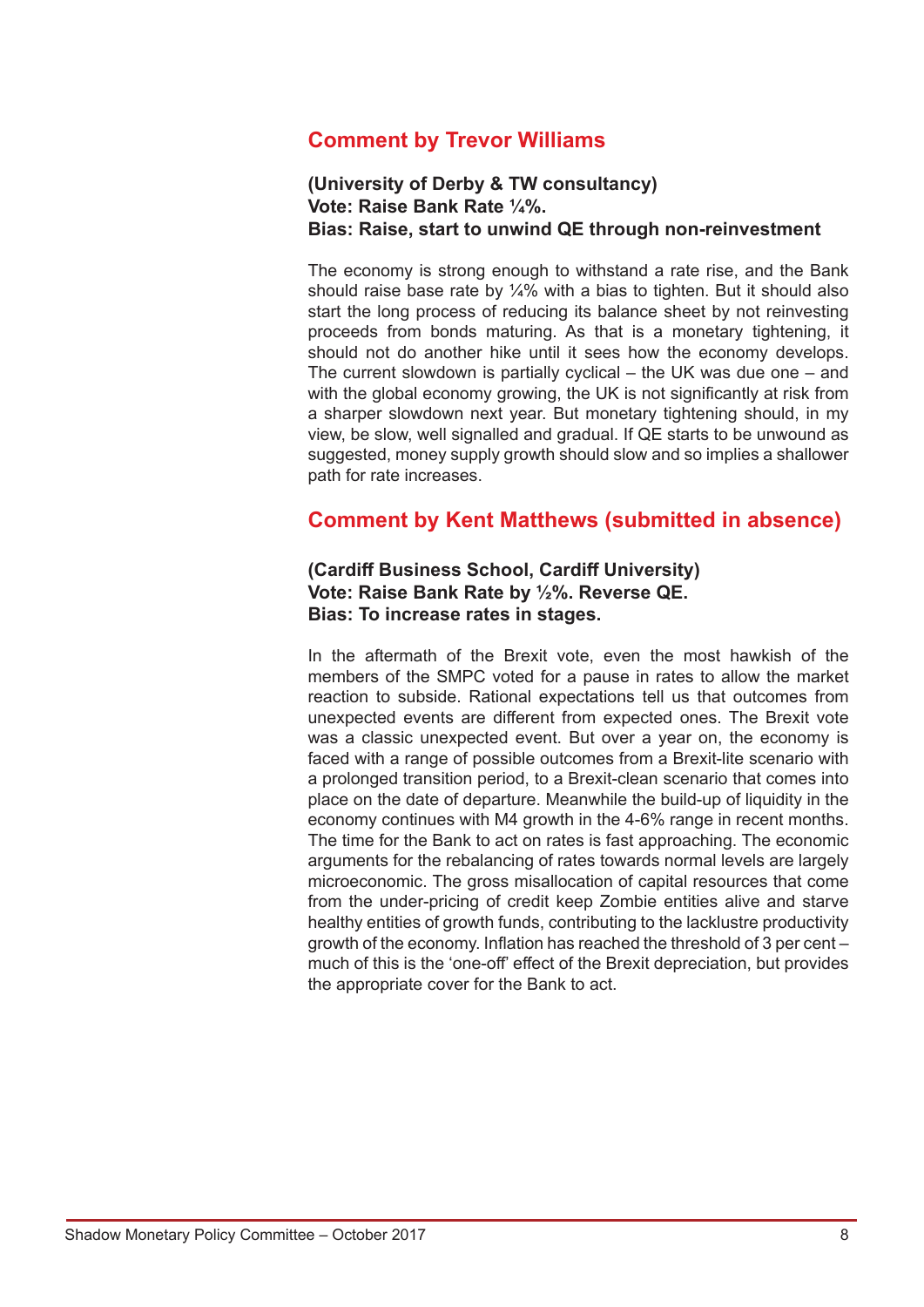## Comment by Trevor Williams

**(University of Derby & TW consultancy)**
**Vote: Raise Bank Rate ¼%.**
**Bias: Raise, start to unwind QE through non-reinvestment**

The economy is strong enough to withstand a rate rise, and the Bank should raise base rate by ¼% with a bias to tighten. But it should also start the long process of reducing its balance sheet by not reinvesting proceeds from bonds maturing. As that is a monetary tightening, it should not do another hike until it sees how the economy develops. The current slowdown is partially cyclical – the UK was due one – and with the global economy growing, the UK is not significantly at risk from a sharper slowdown next year. But monetary tightening should, in my view, be slow, well signalled and gradual. If QE starts to be unwound as suggested, money supply growth should slow and so implies a shallower path for rate increases.

## Comment by Kent Matthews (submitted in absence)

**(Cardiff Business School, Cardiff University)**
**Vote: Raise Bank Rate by ½%. Reverse QE.**
**Bias: To increase rates in stages.**

In the aftermath of the Brexit vote, even the most hawkish of the members of the SMPC voted for a pause in rates to allow the market reaction to subside. Rational expectations tell us that outcomes from unexpected events are different from expected ones. The Brexit vote was a classic unexpected event. But over a year on, the economy is faced with a range of possible outcomes from a Brexit-lite scenario with a prolonged transition period, to a Brexit-clean scenario that comes into place on the date of departure. Meanwhile the build-up of liquidity in the economy continues with M4 growth in the 4-6% range in recent months. The time for the Bank to act on rates is fast approaching. The economic arguments for the rebalancing of rates towards normal levels are largely microeconomic. The gross misallocation of capital resources that come from the under-pricing of credit keep Zombie entities alive and starve healthy entities of growth funds, contributing to the lacklustre productivity growth of the economy. Inflation has reached the threshold of 3 per cent – much of this is the 'one-off' effect of the Brexit depreciation, but provides the appropriate cover for the Bank to act.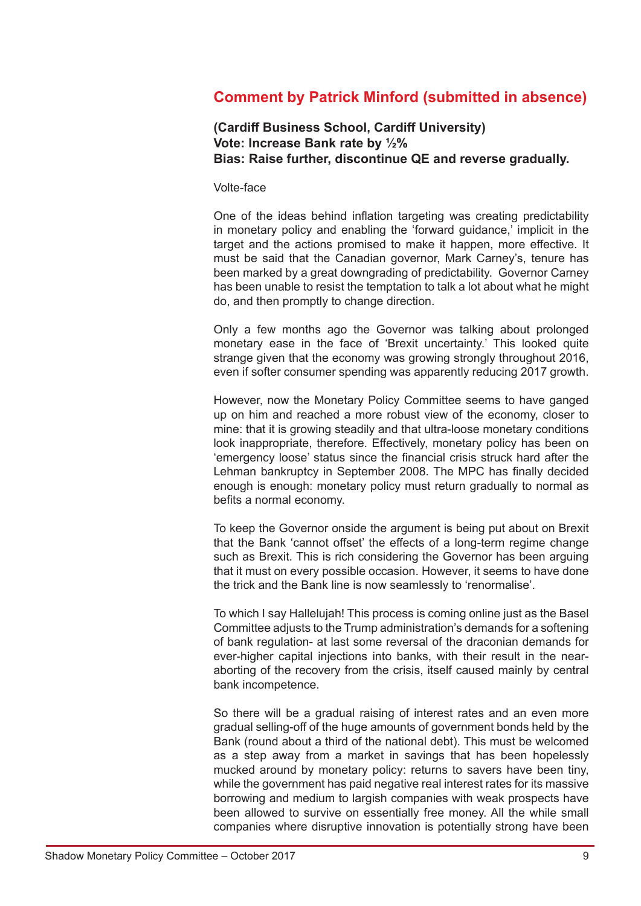## Comment by Patrick Minford (submitted in absence)

**(Cardiff Business School, Cardiff University)**
**Vote: Increase Bank rate by ½%**
**Bias: Raise further, discontinue QE and reverse gradually.**

Volte-face

One of the ideas behind inflation targeting was creating predictability in monetary policy and enabling the 'forward guidance,' implicit in the target and the actions promised to make it happen, more effective. It must be said that the Canadian governor, Mark Carney's, tenure has been marked by a great downgrading of predictability. Governor Carney has been unable to resist the temptation to talk a lot about what he might do, and then promptly to change direction.

Only a few months ago the Governor was talking about prolonged monetary ease in the face of 'Brexit uncertainty.' This looked quite strange given that the economy was growing strongly throughout 2016, even if softer consumer spending was apparently reducing 2017 growth.

However, now the Monetary Policy Committee seems to have ganged up on him and reached a more robust view of the economy, closer to mine: that it is growing steadily and that ultra-loose monetary conditions look inappropriate, therefore. Effectively, monetary policy has been on 'emergency loose' status since the financial crisis struck hard after the Lehman bankruptcy in September 2008. The MPC has finally decided enough is enough: monetary policy must return gradually to normal as befits a normal economy.

To keep the Governor onside the argument is being put about on Brexit that the Bank 'cannot offset' the effects of a long-term regime change such as Brexit. This is rich considering the Governor has been arguing that it must on every possible occasion. However, it seems to have done the trick and the Bank line is now seamlessly to 'renormalise'.

To which I say Hallelujah! This process is coming online just as the Basel Committee adjusts to the Trump administration's demands for a softening of bank regulation- at last some reversal of the draconian demands for ever-higher capital injections into banks, with their result in the near-aborting of the recovery from the crisis, itself caused mainly by central bank incompetence.

So there will be a gradual raising of interest rates and an even more gradual selling-off of the huge amounts of government bonds held by the Bank (round about a third of the national debt). This must be welcomed as a step away from a market in savings that has been hopelessly mucked around by monetary policy: returns to savers have been tiny, while the government has paid negative real interest rates for its massive borrowing and medium to largish companies with weak prospects have been allowed to survive on essentially free money. All the while small companies where disruptive innovation is potentially strong have been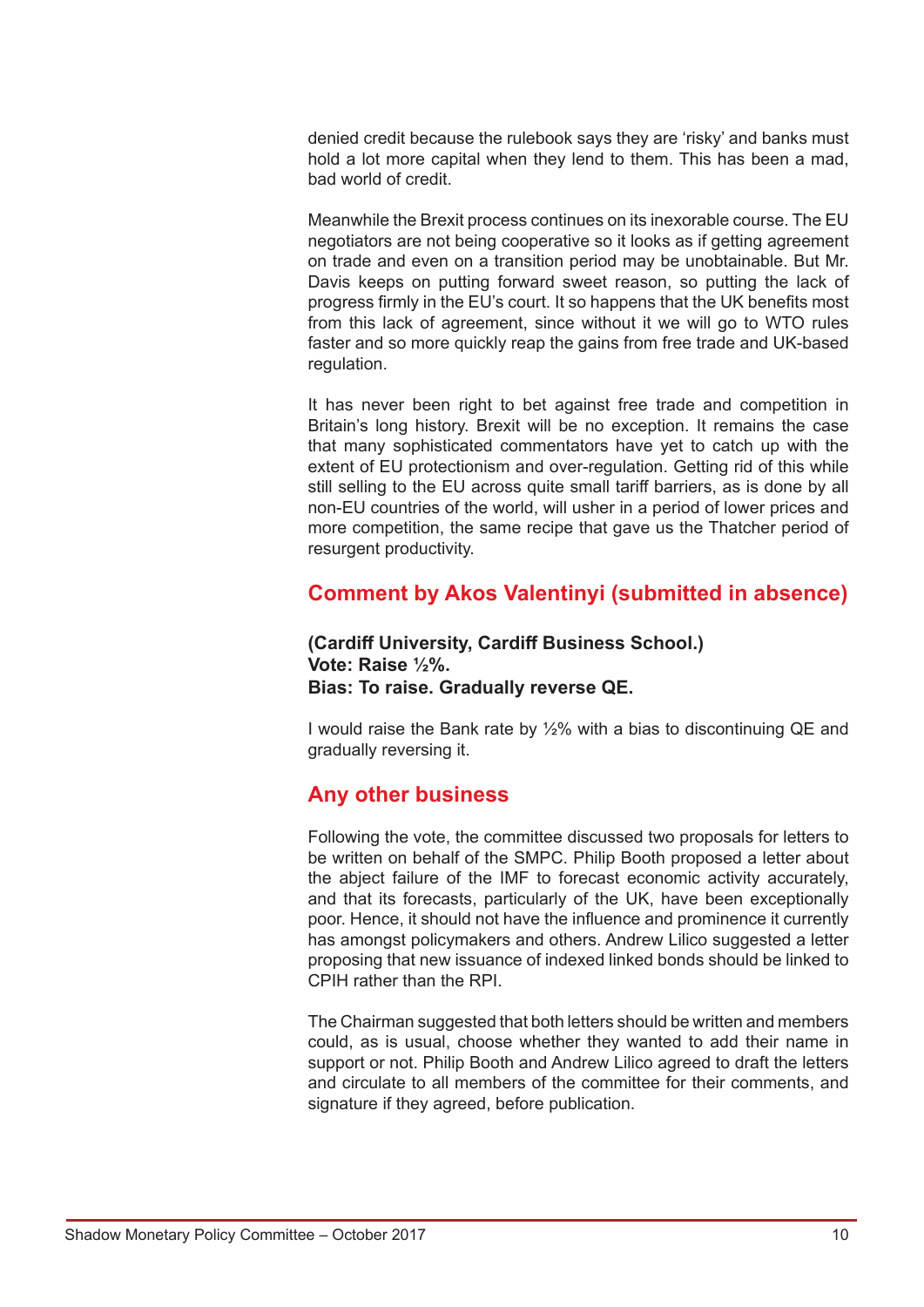denied credit because the rulebook says they are 'risky' and banks must hold a lot more capital when they lend to them. This has been a mad, bad world of credit.

Meanwhile the Brexit process continues on its inexorable course. The EU negotiators are not being cooperative so it looks as if getting agreement on trade and even on a transition period may be unobtainable. But Mr. Davis keeps on putting forward sweet reason, so putting the lack of progress firmly in the EU's court. It so happens that the UK benefits most from this lack of agreement, since without it we will go to WTO rules faster and so more quickly reap the gains from free trade and UK-based regulation.

It has never been right to bet against free trade and competition in Britain's long history. Brexit will be no exception. It remains the case that many sophisticated commentators have yet to catch up with the extent of EU protectionism and over-regulation. Getting rid of this while still selling to the EU across quite small tariff barriers, as is done by all non-EU countries of the world, will usher in a period of lower prices and more competition, the same recipe that gave us the Thatcher period of resurgent productivity.

## Comment by Akos Valentinyi (submitted in absence)

**(Cardiff University, Cardiff Business School.)**
**Vote: Raise ½%.**
**Bias: To raise. Gradually reverse QE.**

I would raise the Bank rate by ½% with a bias to discontinuing QE and gradually reversing it.

## Any other business

Following the vote, the committee discussed two proposals for letters to be written on behalf of the SMPC. Philip Booth proposed a letter about the abject failure of the IMF to forecast economic activity accurately, and that its forecasts, particularly of the UK, have been exceptionally poor. Hence, it should not have the influence and prominence it currently has amongst policymakers and others. Andrew Lilico suggested a letter proposing that new issuance of indexed linked bonds should be linked to CPIH rather than the RPI.

The Chairman suggested that both letters should be written and members could, as is usual, choose whether they wanted to add their name in support or not. Philip Booth and Andrew Lilico agreed to draft the letters and circulate to all members of the committee for their comments, and signature if they agreed, before publication.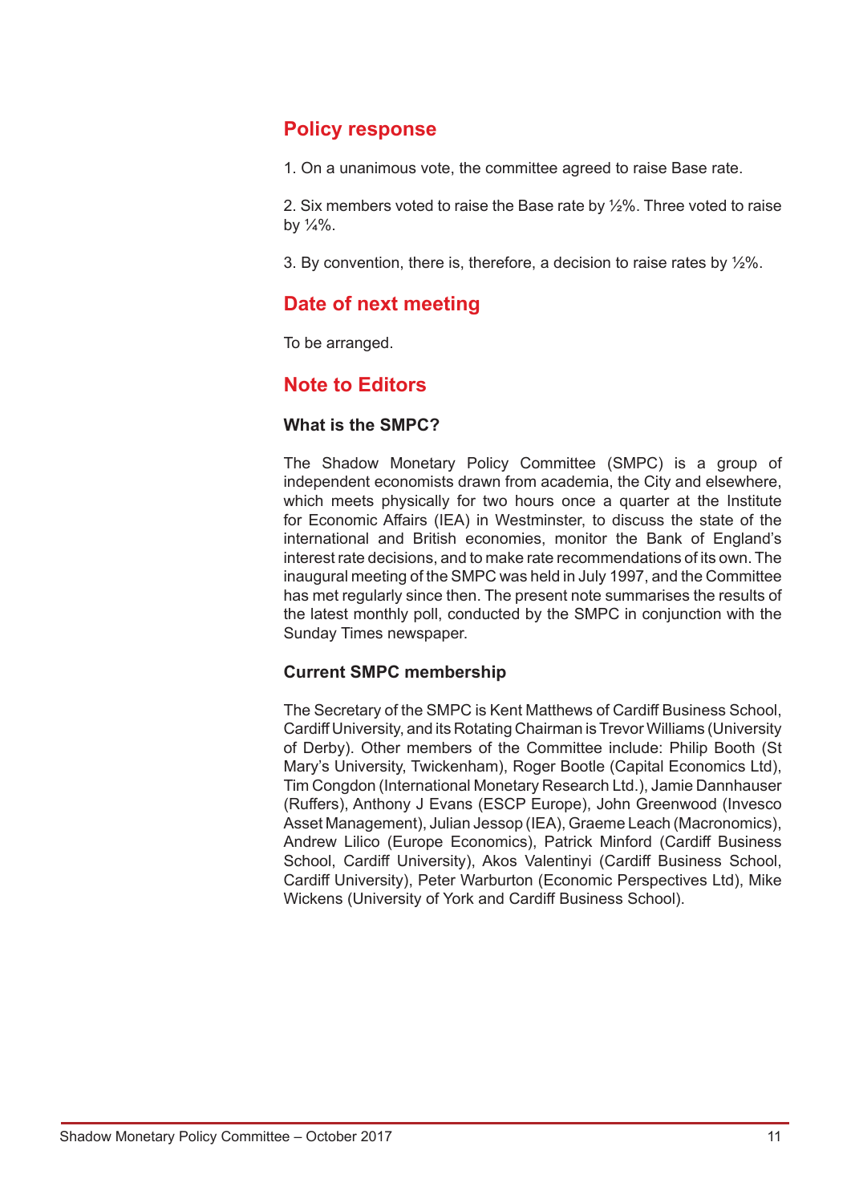## Policy response

1. On a unanimous vote, the committee agreed to raise Base rate.

2. Six members voted to raise the Base rate by ½%. Three voted to raise by ¼%.

3. By convention, there is, therefore, a decision to raise rates by ½%.

## Date of next meeting

To be arranged.

## Note to Editors

### What is the SMPC?

The Shadow Monetary Policy Committee (SMPC) is a group of independent economists drawn from academia, the City and elsewhere, which meets physically for two hours once a quarter at the Institute for Economic Affairs (IEA) in Westminster, to discuss the state of the international and British economies, monitor the Bank of England's interest rate decisions, and to make rate recommendations of its own. The inaugural meeting of the SMPC was held in July 1997, and the Committee has met regularly since then. The present note summarises the results of the latest monthly poll, conducted by the SMPC in conjunction with the Sunday Times newspaper.

### Current SMPC membership

The Secretary of the SMPC is Kent Matthews of Cardiff Business School, Cardiff University, and its Rotating Chairman is Trevor Williams (University of Derby). Other members of the Committee include: Philip Booth (St Mary's University, Twickenham), Roger Bootle (Capital Economics Ltd), Tim Congdon (International Monetary Research Ltd.), Jamie Dannhauser (Ruffers), Anthony J Evans (ESCP Europe), John Greenwood (Invesco Asset Management), Julian Jessop (IEA), Graeme Leach (Macronomics), Andrew Lilico (Europe Economics), Patrick Minford (Cardiff Business School, Cardiff University), Akos Valentinyi (Cardiff Business School, Cardiff University), Peter Warburton (Economic Perspectives Ltd), Mike Wickens (University of York and Cardiff Business School).